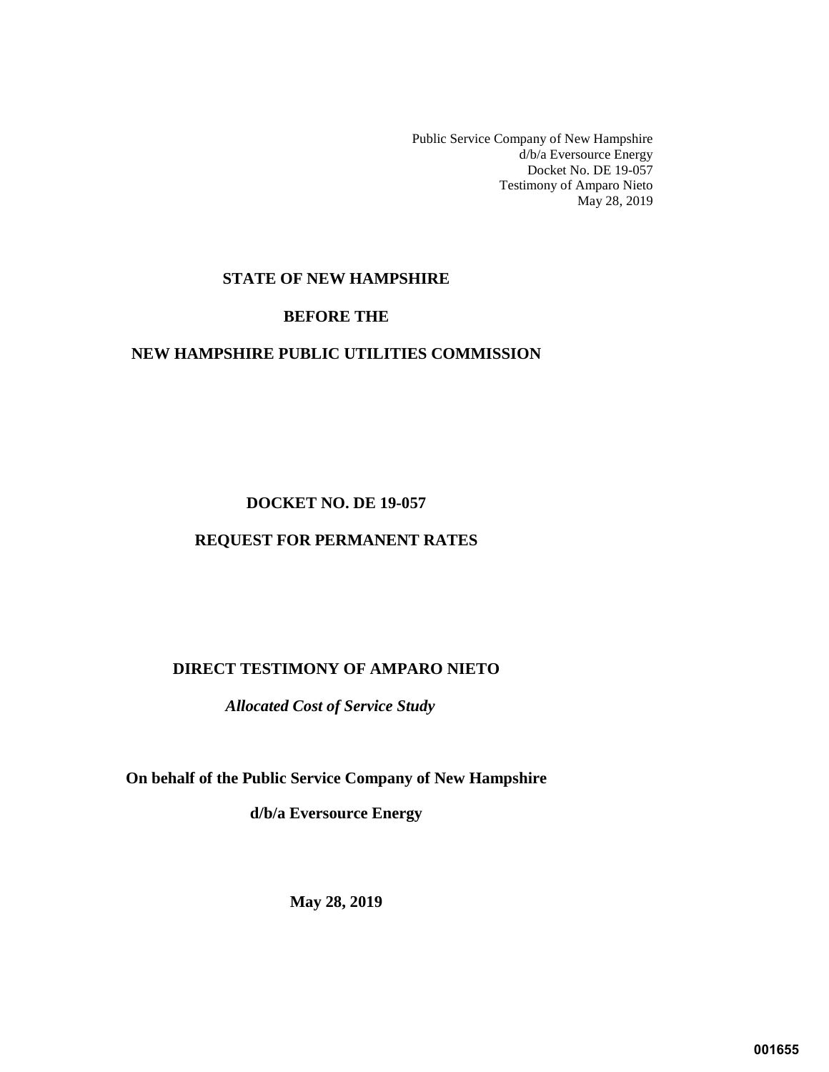Public Service Company of New Hampshire
d/b/a Eversource Energy
Docket No. DE 19-057
Testimony of Amparo Nieto
May 28, 2019

**STATE OF NEW HAMPSHIRE**

**BEFORE THE**

**NEW HAMPSHIRE PUBLIC UTILITIES COMMISSION**

**DOCKET NO. DE 19-057**

**REQUEST FOR PERMANENT RATES**

**DIRECT TESTIMONY OF AMPARO NIETO**

***Allocated Cost of Service Study***

**On behalf of the Public Service Company of New Hampshire**

**d/b/a Eversource Energy**

**May 28, 2019**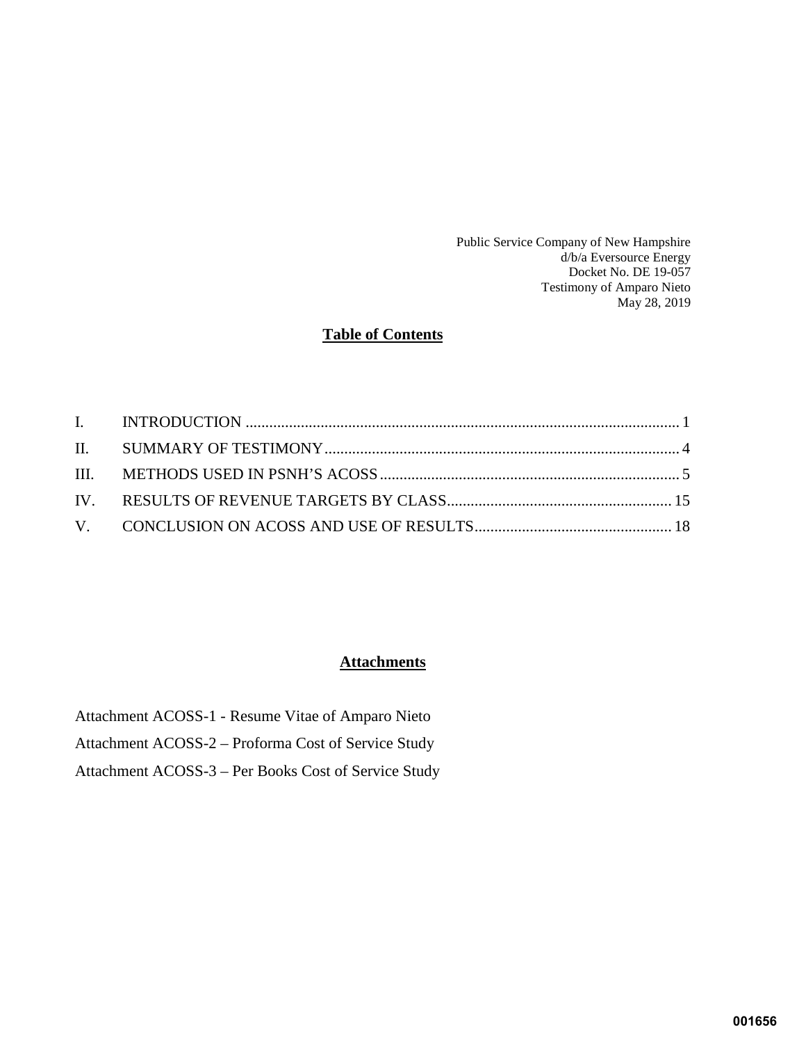Public Service Company of New Hampshire
d/b/a Eversource Energy
Docket No. DE 19-057
Testimony of Amparo Nieto
May 28, 2019

## Table of Contents

| | | |
|---|---|---|
| I. | INTRODUCTION | 1 |
| II. | SUMMARY OF TESTIMONY | 4 |
| III. | METHODS USED IN PSNH'S ACOSS | 5 |
| IV. | RESULTS OF REVENUE TARGETS BY CLASS | 15 |
| V. | CONCLUSION ON ACOSS AND USE OF RESULTS | 18 |

## Attachments

Attachment ACOSS-1 - Resume Vitae of Amparo Nieto

Attachment ACOSS-2 – Proforma Cost of Service Study

Attachment ACOSS-3 – Per Books Cost of Service Study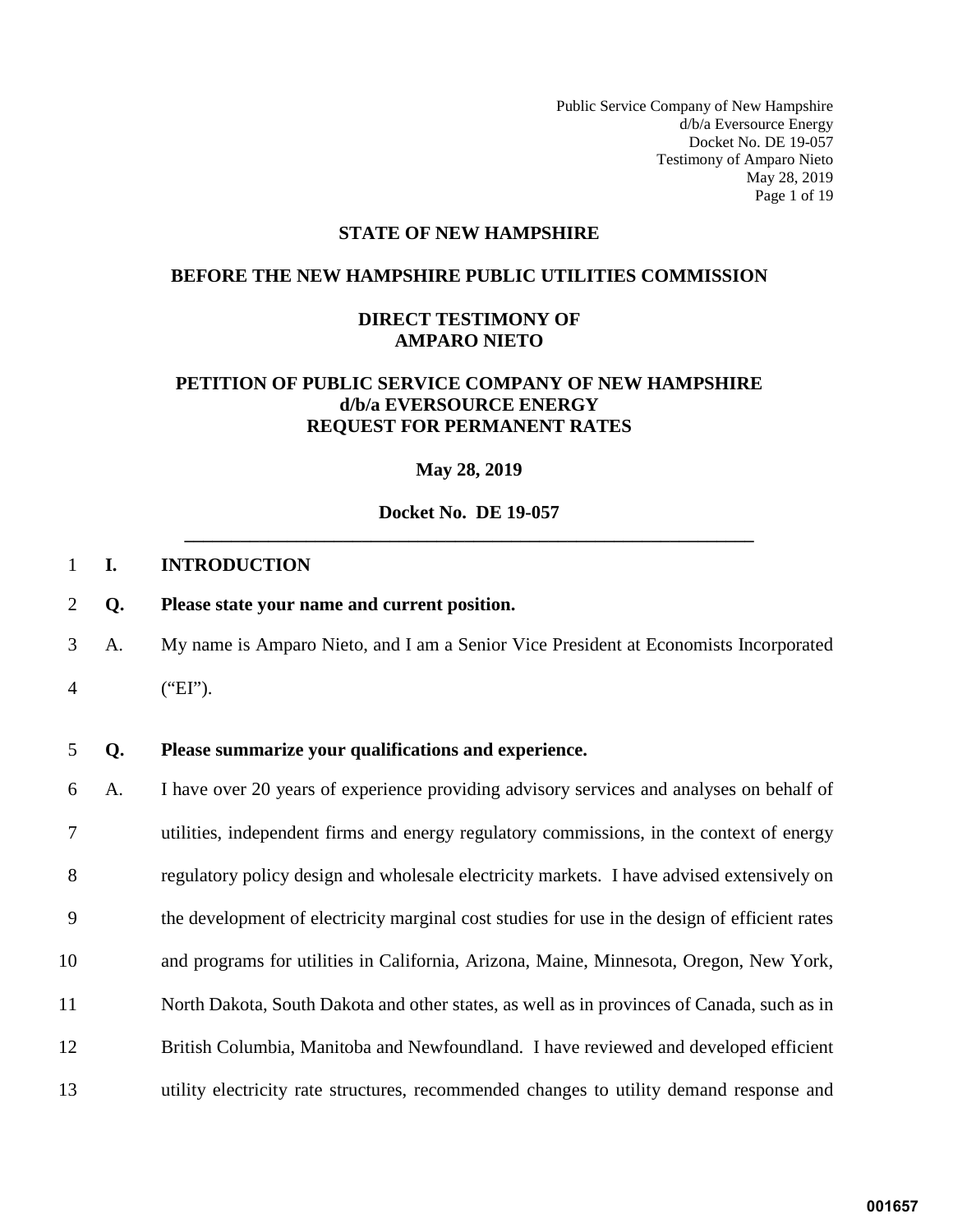**STATE OF NEW HAMPSHIRE**

**BEFORE THE NEW HAMPSHIRE PUBLIC UTILITIES COMMISSION**

**DIRECT TESTIMONY OF**
**AMPARO NIETO**

**PETITION OF PUBLIC SERVICE COMPANY OF NEW HAMPSHIRE**
**d/b/a EVERSOURCE ENERGY**
**REQUEST FOR PERMANENT RATES**

**May 28, 2019**

**Docket No. DE 19-057**

---

## I. INTRODUCTION

**Q. Please state your name and current position.**

A. My name is Amparo Nieto, and I am a Senior Vice President at Economists Incorporated ("EI").

**Q. Please summarize your qualifications and experience.**

A. I have over 20 years of experience providing advisory services and analyses on behalf of utilities, independent firms and energy regulatory commissions, in the context of energy regulatory policy design and wholesale electricity markets. I have advised extensively on the development of electricity marginal cost studies for use in the design of efficient rates and programs for utilities in California, Arizona, Maine, Minnesota, Oregon, New York, North Dakota, South Dakota and other states, as well as in provinces of Canada, such as in British Columbia, Manitoba and Newfoundland. I have reviewed and developed efficient utility electricity rate structures, recommended changes to utility demand response and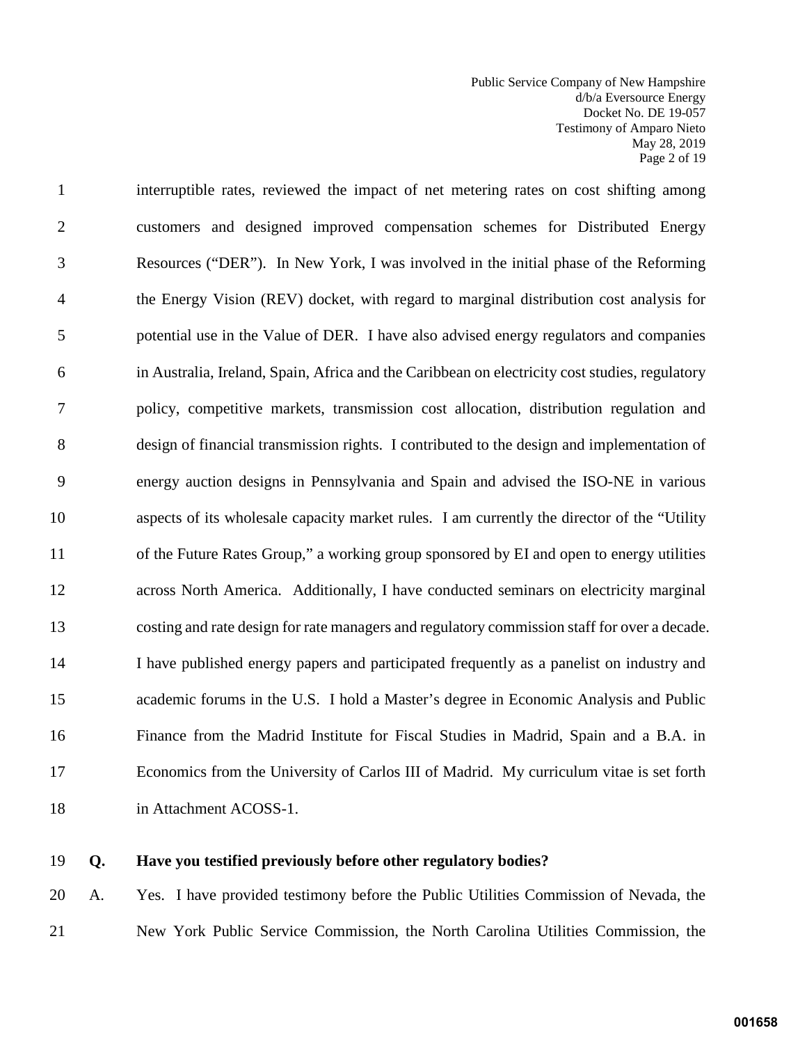interruptible rates, reviewed the impact of net metering rates on cost shifting among customers and designed improved compensation schemes for Distributed Energy Resources ("DER"). In New York, I was involved in the initial phase of the Reforming the Energy Vision (REV) docket, with regard to marginal distribution cost analysis for potential use in the Value of DER. I have also advised energy regulators and companies in Australia, Ireland, Spain, Africa and the Caribbean on electricity cost studies, regulatory policy, competitive markets, transmission cost allocation, distribution regulation and design of financial transmission rights. I contributed to the design and implementation of energy auction designs in Pennsylvania and Spain and advised the ISO-NE in various aspects of its wholesale capacity market rules. I am currently the director of the "Utility of the Future Rates Group," a working group sponsored by EI and open to energy utilities across North America. Additionally, I have conducted seminars on electricity marginal costing and rate design for rate managers and regulatory commission staff for over a decade. I have published energy papers and participated frequently as a panelist on industry and academic forums in the U.S. I hold a Master's degree in Economic Analysis and Public Finance from the Madrid Institute for Fiscal Studies in Madrid, Spain and a B.A. in Economics from the University of Carlos III of Madrid. My curriculum vitae is set forth in Attachment ACOSS-1.

**Q. Have you testified previously before other regulatory bodies?**

A. Yes. I have provided testimony before the Public Utilities Commission of Nevada, the New York Public Service Commission, the North Carolina Utilities Commission, the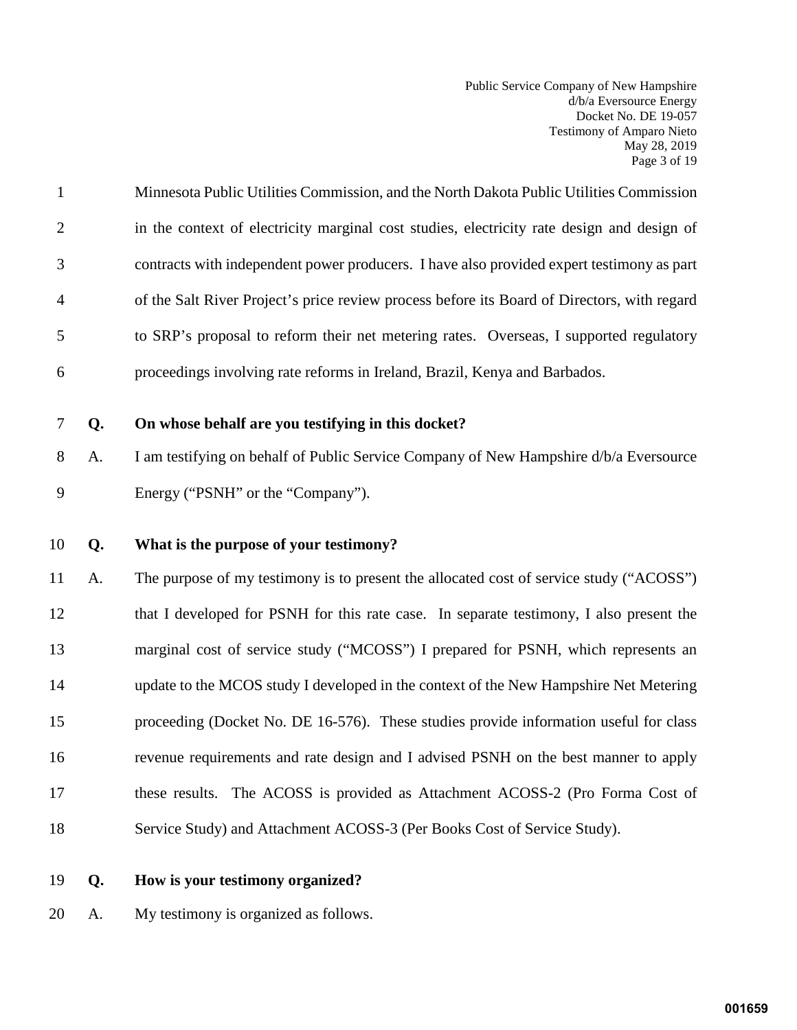Minnesota Public Utilities Commission, and the North Dakota Public Utilities Commission in the context of electricity marginal cost studies, electricity rate design and design of contracts with independent power producers. I have also provided expert testimony as part of the Salt River Project's price review process before its Board of Directors, with regard to SRP's proposal to reform their net metering rates. Overseas, I supported regulatory proceedings involving rate reforms in Ireland, Brazil, Kenya and Barbados.

**Q. On whose behalf are you testifying in this docket?**

A. I am testifying on behalf of Public Service Company of New Hampshire d/b/a Eversource Energy ("PSNH" or the "Company").

**Q. What is the purpose of your testimony?**

A. The purpose of my testimony is to present the allocated cost of service study ("ACOSS") that I developed for PSNH for this rate case. In separate testimony, I also present the marginal cost of service study ("MCOSS") I prepared for PSNH, which represents an update to the MCOS study I developed in the context of the New Hampshire Net Metering proceeding (Docket No. DE 16-576). These studies provide information useful for class revenue requirements and rate design and I advised PSNH on the best manner to apply these results. The ACOSS is provided as Attachment ACOSS-2 (Pro Forma Cost of Service Study) and Attachment ACOSS-3 (Per Books Cost of Service Study).

**Q. How is your testimony organized?**

A. My testimony is organized as follows.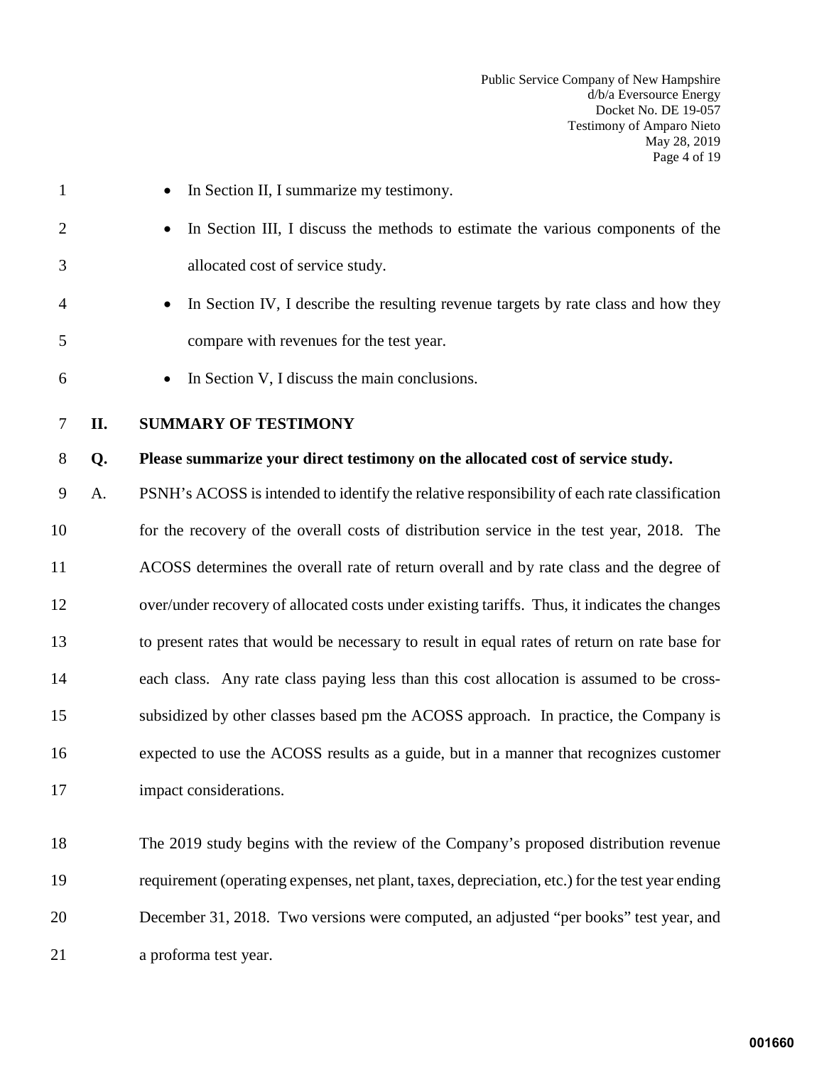- In Section II, I summarize my testimony.
- In Section III, I discuss the methods to estimate the various components of the allocated cost of service study.
- In Section IV, I describe the resulting revenue targets by rate class and how they compare with revenues for the test year.
- In Section V, I discuss the main conclusions.

## II. SUMMARY OF TESTIMONY

**Q. Please summarize your direct testimony on the allocated cost of service study.**

A. PSNH's ACOSS is intended to identify the relative responsibility of each rate classification for the recovery of the overall costs of distribution service in the test year, 2018. The ACOSS determines the overall rate of return overall and by rate class and the degree of over/under recovery of allocated costs under existing tariffs. Thus, it indicates the changes to present rates that would be necessary to result in equal rates of return on rate base for each class. Any rate class paying less than this cost allocation is assumed to be cross-subsidized by other classes based pm the ACOSS approach. In practice, the Company is expected to use the ACOSS results as a guide, but in a manner that recognizes customer impact considerations.

The 2019 study begins with the review of the Company's proposed distribution revenue requirement (operating expenses, net plant, taxes, depreciation, etc.) for the test year ending December 31, 2018. Two versions were computed, an adjusted "per books" test year, and a proforma test year.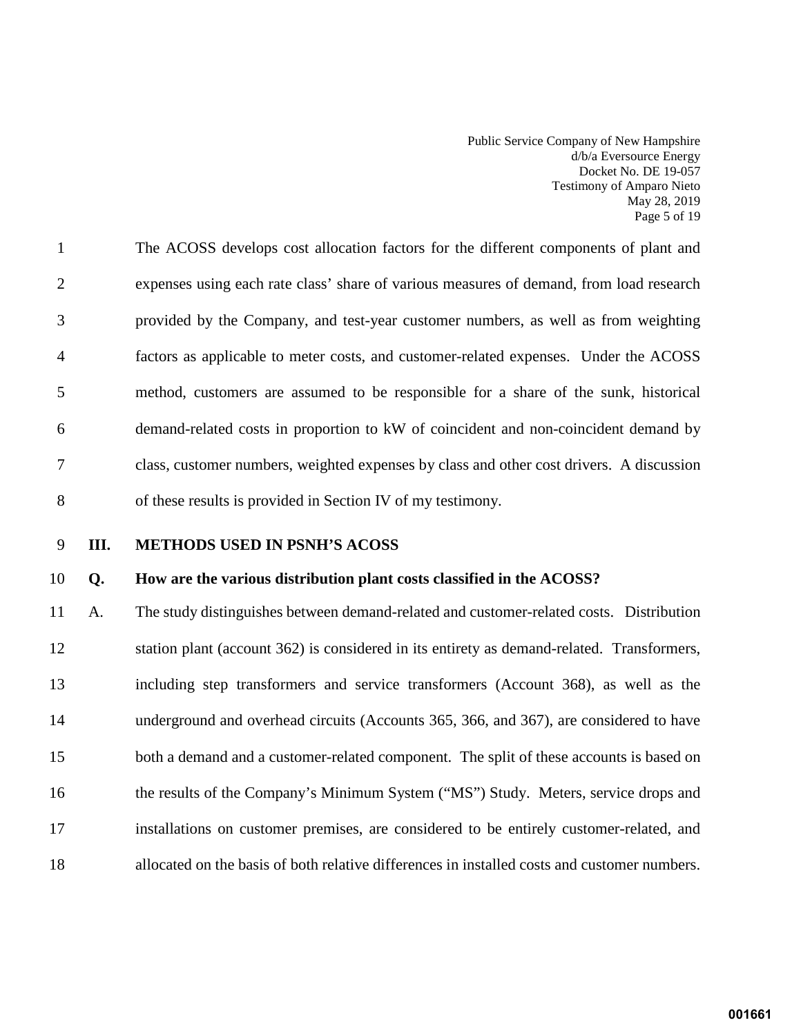The ACOSS develops cost allocation factors for the different components of plant and expenses using each rate class' share of various measures of demand, from load research provided by the Company, and test-year customer numbers, as well as from weighting factors as applicable to meter costs, and customer-related expenses. Under the ACOSS method, customers are assumed to be responsible for a share of the sunk, historical demand-related costs in proportion to kW of coincident and non-coincident demand by class, customer numbers, weighted expenses by class and other cost drivers. A discussion of these results is provided in Section IV of my testimony.

## III. METHODS USED IN PSNH'S ACOSS

**Q. How are the various distribution plant costs classified in the ACOSS?**

A. The study distinguishes between demand-related and customer-related costs. Distribution station plant (account 362) is considered in its entirety as demand-related. Transformers, including step transformers and service transformers (Account 368), as well as the underground and overhead circuits (Accounts 365, 366, and 367), are considered to have both a demand and a customer-related component. The split of these accounts is based on the results of the Company's Minimum System ("MS") Study. Meters, service drops and installations on customer premises, are considered to be entirely customer-related, and allocated on the basis of both relative differences in installed costs and customer numbers.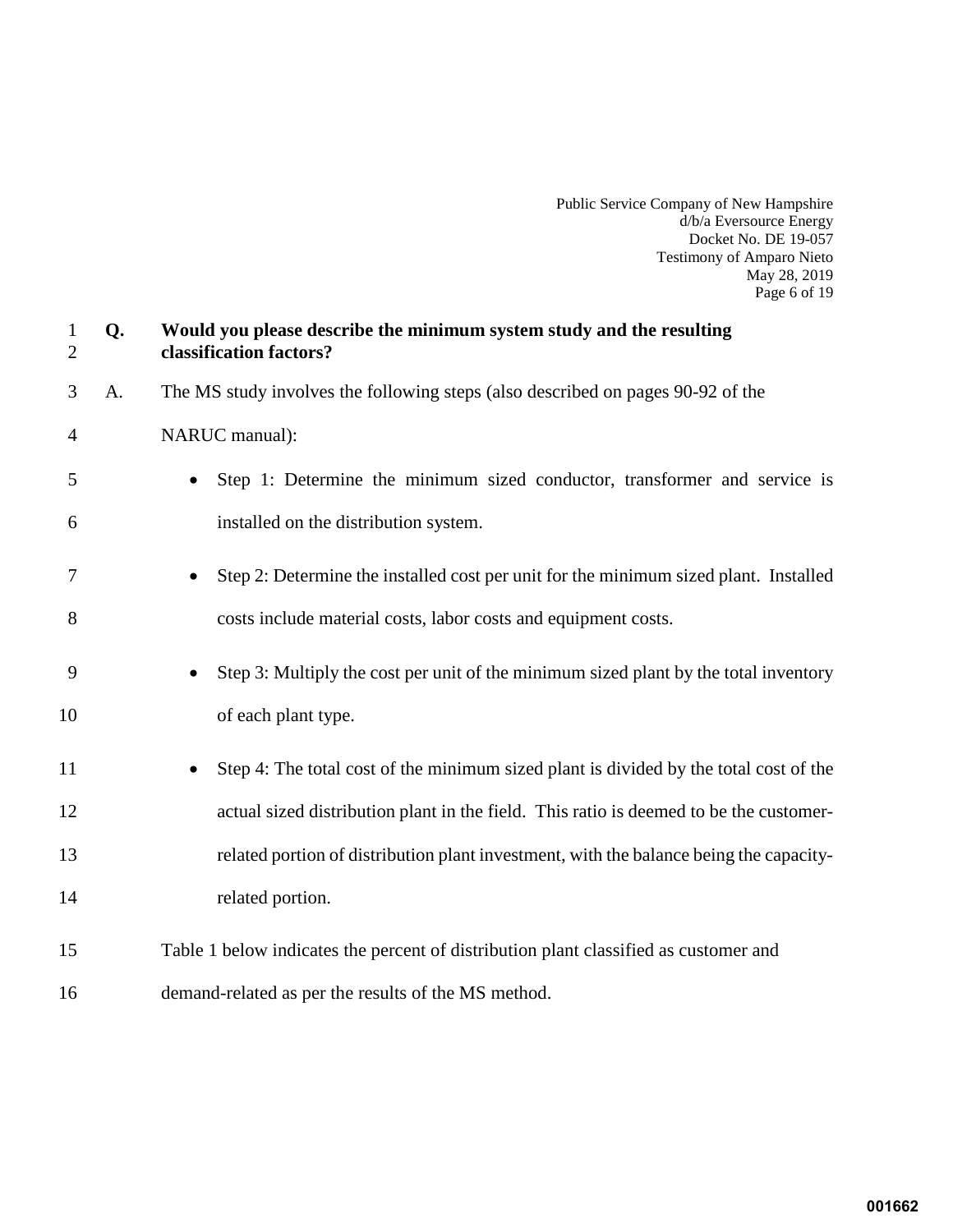**Q. Would you please describe the minimum system study and the resulting classification factors?**

A. The MS study involves the following steps (also described on pages 90-92 of the NARUC manual):

- Step 1: Determine the minimum sized conductor, transformer and service is installed on the distribution system.
- Step 2: Determine the installed cost per unit for the minimum sized plant. Installed costs include material costs, labor costs and equipment costs.
- Step 3: Multiply the cost per unit of the minimum sized plant by the total inventory of each plant type.
- Step 4: The total cost of the minimum sized plant is divided by the total cost of the actual sized distribution plant in the field. This ratio is deemed to be the customer-related portion of distribution plant investment, with the balance being the capacity-related portion.

Table 1 below indicates the percent of distribution plant classified as customer and demand-related as per the results of the MS method.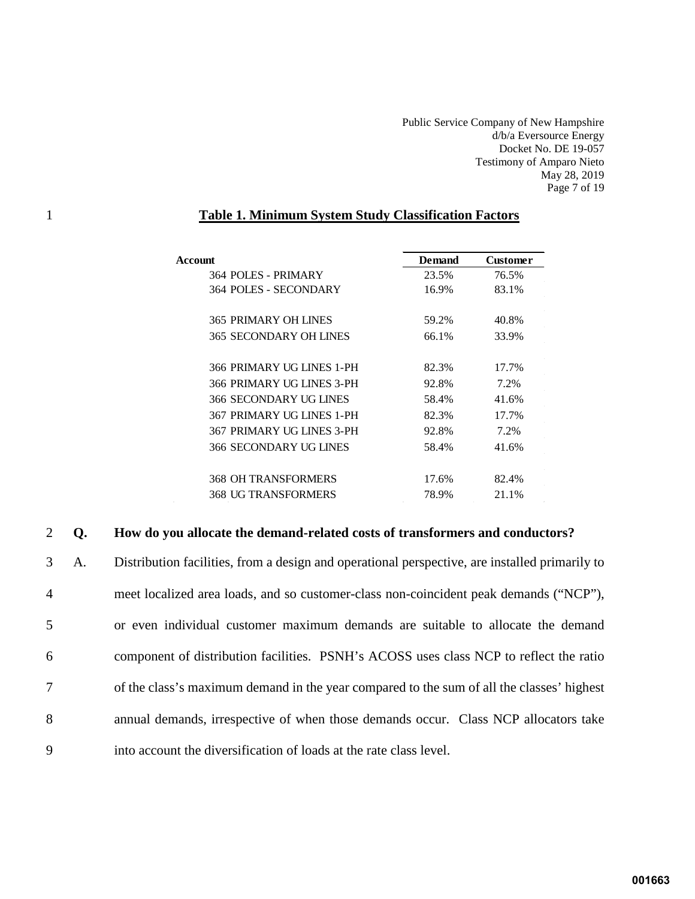**Table 1. Minimum System Study Classification Factors**

| Account | Demand | Customer |
|---|---|---|
| 364 POLES - PRIMARY | 23.5% | 76.5% |
| 364 POLES - SECONDARY | 16.9% | 83.1% |
| 365 PRIMARY OH LINES | 59.2% | 40.8% |
| 365 SECONDARY OH LINES | 66.1% | 33.9% |
| 366 PRIMARY UG LINES 1-PH | 82.3% | 17.7% |
| 366 PRIMARY UG LINES 3-PH | 92.8% | 7.2% |
| 366 SECONDARY UG LINES | 58.4% | 41.6% |
| 367 PRIMARY UG LINES 1-PH | 82.3% | 17.7% |
| 367 PRIMARY UG LINES 3-PH | 92.8% | 7.2% |
| 366 SECONDARY UG LINES | 58.4% | 41.6% |
| 368 OH TRANSFORMERS | 17.6% | 82.4% |
| 368 UG TRANSFORMERS | 78.9% | 21.1% |

**Q. How do you allocate the demand-related costs of transformers and conductors?**

A. Distribution facilities, from a design and operational perspective, are installed primarily to meet localized area loads, and so customer-class non-coincident peak demands ("NCP"), or even individual customer maximum demands are suitable to allocate the demand component of distribution facilities. PSNH's ACOSS uses class NCP to reflect the ratio of the class's maximum demand in the year compared to the sum of all the classes' highest annual demands, irrespective of when those demands occur. Class NCP allocators take into account the diversification of loads at the rate class level.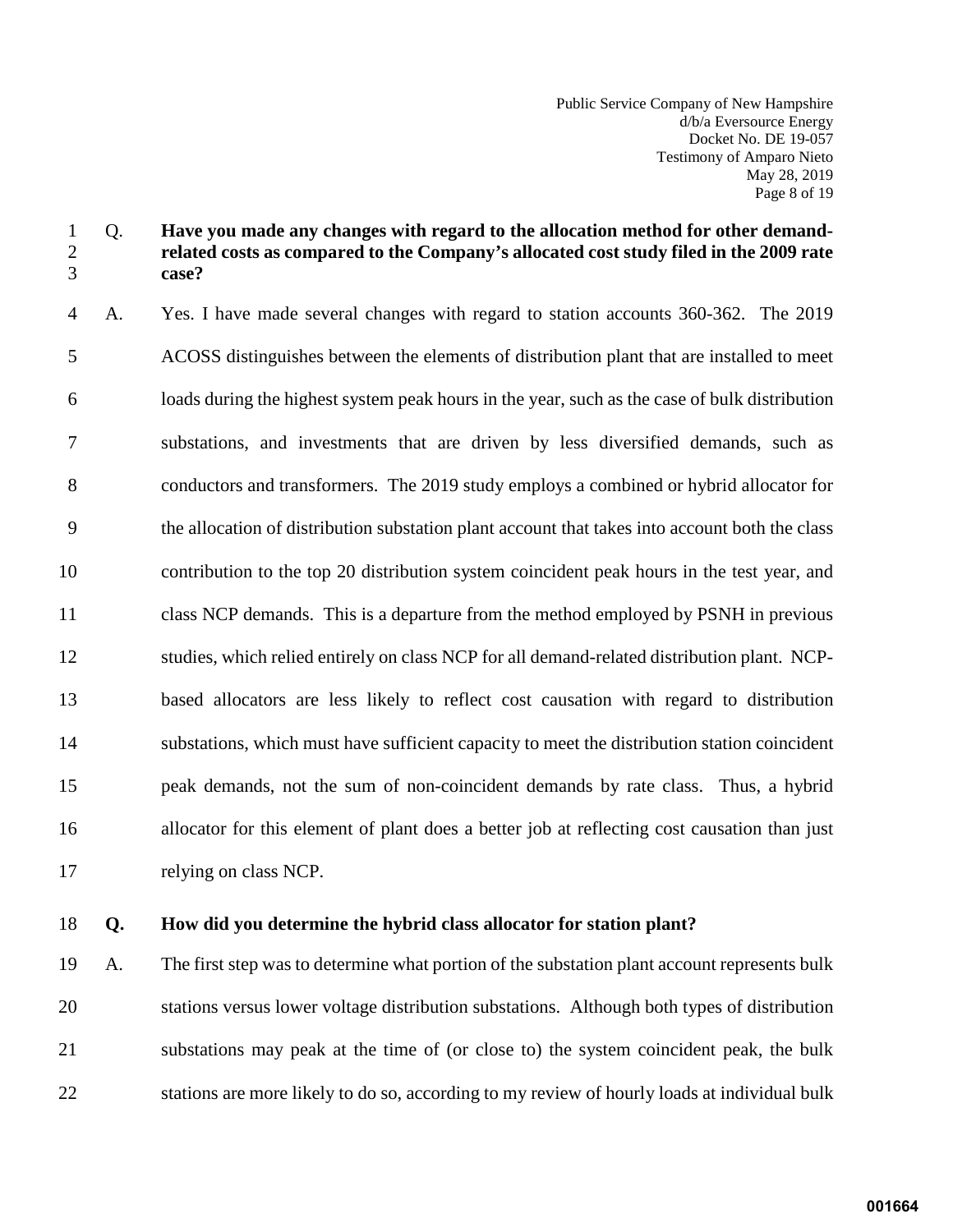**Q. Have you made any changes with regard to the allocation method for other demand-related costs as compared to the Company's allocated cost study filed in the 2009 rate case?**

A. Yes. I have made several changes with regard to station accounts 360-362. The 2019 ACOSS distinguishes between the elements of distribution plant that are installed to meet loads during the highest system peak hours in the year, such as the case of bulk distribution substations, and investments that are driven by less diversified demands, such as conductors and transformers. The 2019 study employs a combined or hybrid allocator for the allocation of distribution substation plant account that takes into account both the class contribution to the top 20 distribution system coincident peak hours in the test year, and class NCP demands. This is a departure from the method employed by PSNH in previous studies, which relied entirely on class NCP for all demand-related distribution plant. NCP-based allocators are less likely to reflect cost causation with regard to distribution substations, which must have sufficient capacity to meet the distribution station coincident peak demands, not the sum of non-coincident demands by rate class. Thus, a hybrid allocator for this element of plant does a better job at reflecting cost causation than just relying on class NCP.

**Q. How did you determine the hybrid class allocator for station plant?**

A. The first step was to determine what portion of the substation plant account represents bulk stations versus lower voltage distribution substations. Although both types of distribution substations may peak at the time of (or close to) the system coincident peak, the bulk stations are more likely to do so, according to my review of hourly loads at individual bulk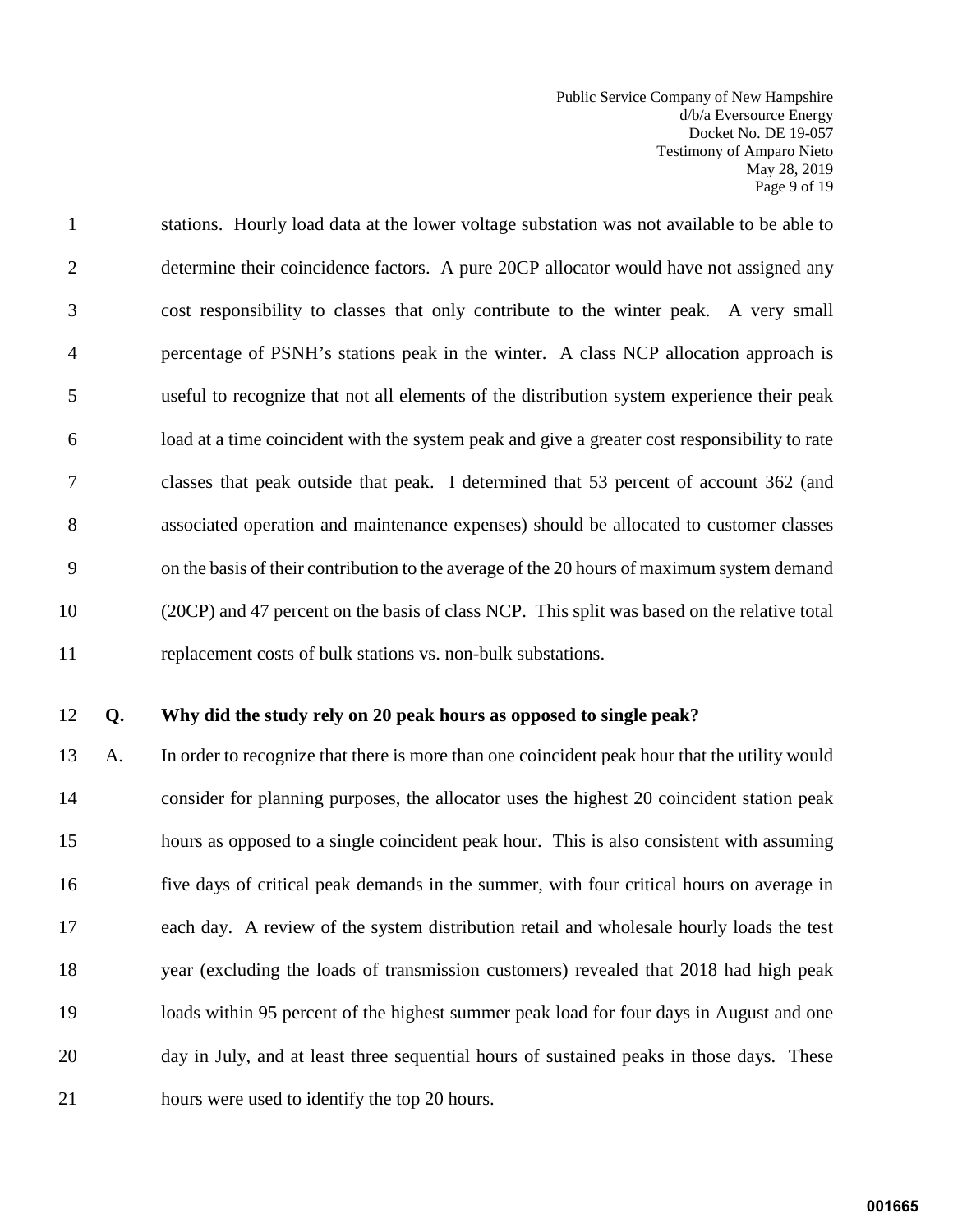stations. Hourly load data at the lower voltage substation was not available to be able to determine their coincidence factors. A pure 20CP allocator would have not assigned any cost responsibility to classes that only contribute to the winter peak. A very small percentage of PSNH's stations peak in the winter. A class NCP allocation approach is useful to recognize that not all elements of the distribution system experience their peak load at a time coincident with the system peak and give a greater cost responsibility to rate classes that peak outside that peak. I determined that 53 percent of account 362 (and associated operation and maintenance expenses) should be allocated to customer classes on the basis of their contribution to the average of the 20 hours of maximum system demand (20CP) and 47 percent on the basis of class NCP. This split was based on the relative total replacement costs of bulk stations vs. non-bulk substations.

**Q. Why did the study rely on 20 peak hours as opposed to single peak?**

A. In order to recognize that there is more than one coincident peak hour that the utility would consider for planning purposes, the allocator uses the highest 20 coincident station peak hours as opposed to a single coincident peak hour. This is also consistent with assuming five days of critical peak demands in the summer, with four critical hours on average in each day. A review of the system distribution retail and wholesale hourly loads the test year (excluding the loads of transmission customers) revealed that 2018 had high peak loads within 95 percent of the highest summer peak load for four days in August and one day in July, and at least three sequential hours of sustained peaks in those days. These hours were used to identify the top 20 hours.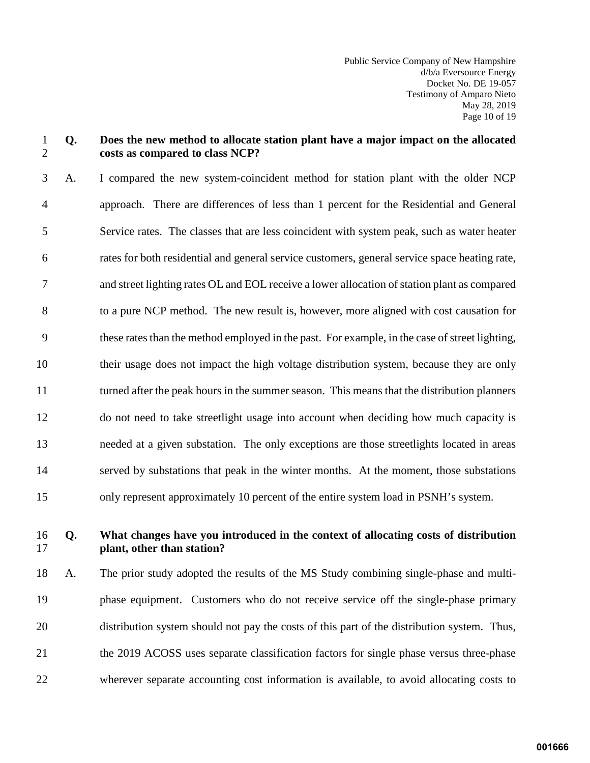**Q. Does the new method to allocate station plant have a major impact on the allocated costs as compared to class NCP?**

A. I compared the new system-coincident method for station plant with the older NCP approach. There are differences of less than 1 percent for the Residential and General Service rates. The classes that are less coincident with system peak, such as water heater rates for both residential and general service customers, general service space heating rate, and street lighting rates OL and EOL receive a lower allocation of station plant as compared to a pure NCP method. The new result is, however, more aligned with cost causation for these rates than the method employed in the past. For example, in the case of street lighting, their usage does not impact the high voltage distribution system, because they are only turned after the peak hours in the summer season. This means that the distribution planners do not need to take streetlight usage into account when deciding how much capacity is needed at a given substation. The only exceptions are those streetlights located in areas served by substations that peak in the winter months. At the moment, those substations only represent approximately 10 percent of the entire system load in PSNH's system.

**Q. What changes have you introduced in the context of allocating costs of distribution plant, other than station?**

A. The prior study adopted the results of the MS Study combining single-phase and multi-phase equipment. Customers who do not receive service off the single-phase primary distribution system should not pay the costs of this part of the distribution system. Thus, the 2019 ACOSS uses separate classification factors for single phase versus three-phase wherever separate accounting cost information is available, to avoid allocating costs to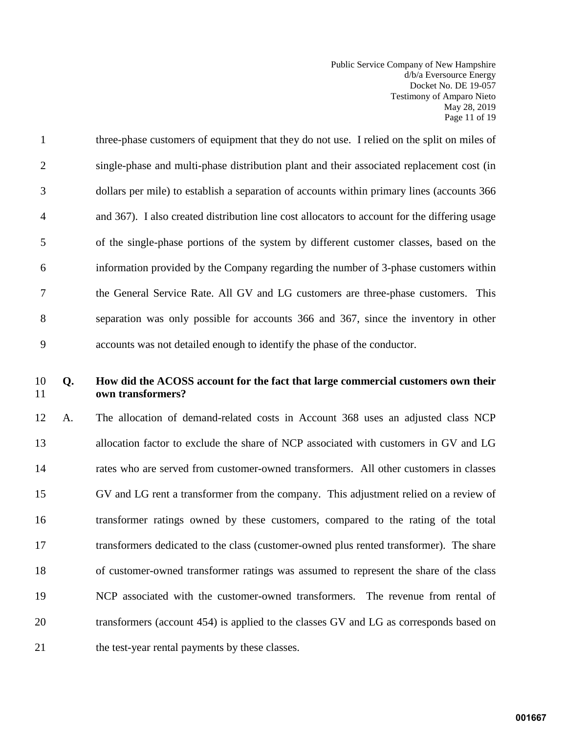three-phase customers of equipment that they do not use. I relied on the split on miles of single-phase and multi-phase distribution plant and their associated replacement cost (in dollars per mile) to establish a separation of accounts within primary lines (accounts 366 and 367). I also created distribution line cost allocators to account for the differing usage of the single-phase portions of the system by different customer classes, based on the information provided by the Company regarding the number of 3-phase customers within the General Service Rate. All GV and LG customers are three-phase customers. This separation was only possible for accounts 366 and 367, since the inventory in other accounts was not detailed enough to identify the phase of the conductor.

**Q. How did the ACOSS account for the fact that large commercial customers own their own transformers?**

A. The allocation of demand-related costs in Account 368 uses an adjusted class NCP allocation factor to exclude the share of NCP associated with customers in GV and LG rates who are served from customer-owned transformers. All other customers in classes GV and LG rent a transformer from the company. This adjustment relied on a review of transformer ratings owned by these customers, compared to the rating of the total transformers dedicated to the class (customer-owned plus rented transformer). The share of customer-owned transformer ratings was assumed to represent the share of the class NCP associated with the customer-owned transformers. The revenue from rental of transformers (account 454) is applied to the classes GV and LG as corresponds based on the test-year rental payments by these classes.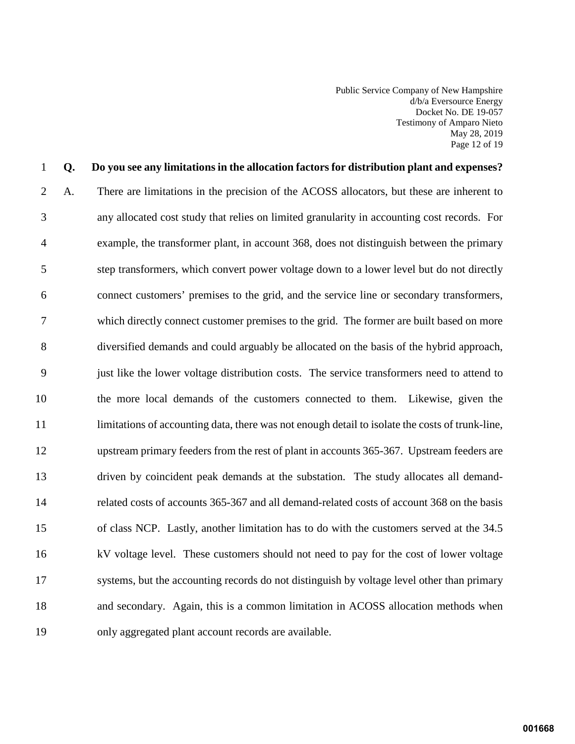**Q. Do you see any limitations in the allocation factors for distribution plant and expenses?**

A. There are limitations in the precision of the ACOSS allocators, but these are inherent to any allocated cost study that relies on limited granularity in accounting cost records. For example, the transformer plant, in account 368, does not distinguish between the primary step transformers, which convert power voltage down to a lower level but do not directly connect customers' premises to the grid, and the service line or secondary transformers, which directly connect customer premises to the grid. The former are built based on more diversified demands and could arguably be allocated on the basis of the hybrid approach, just like the lower voltage distribution costs. The service transformers need to attend to the more local demands of the customers connected to them. Likewise, given the limitations of accounting data, there was not enough detail to isolate the costs of trunk-line, upstream primary feeders from the rest of plant in accounts 365-367. Upstream feeders are driven by coincident peak demands at the substation. The study allocates all demand-related costs of accounts 365-367 and all demand-related costs of account 368 on the basis of class NCP. Lastly, another limitation has to do with the customers served at the 34.5 kV voltage level. These customers should not need to pay for the cost of lower voltage systems, but the accounting records do not distinguish by voltage level other than primary and secondary. Again, this is a common limitation in ACOSS allocation methods when only aggregated plant account records are available.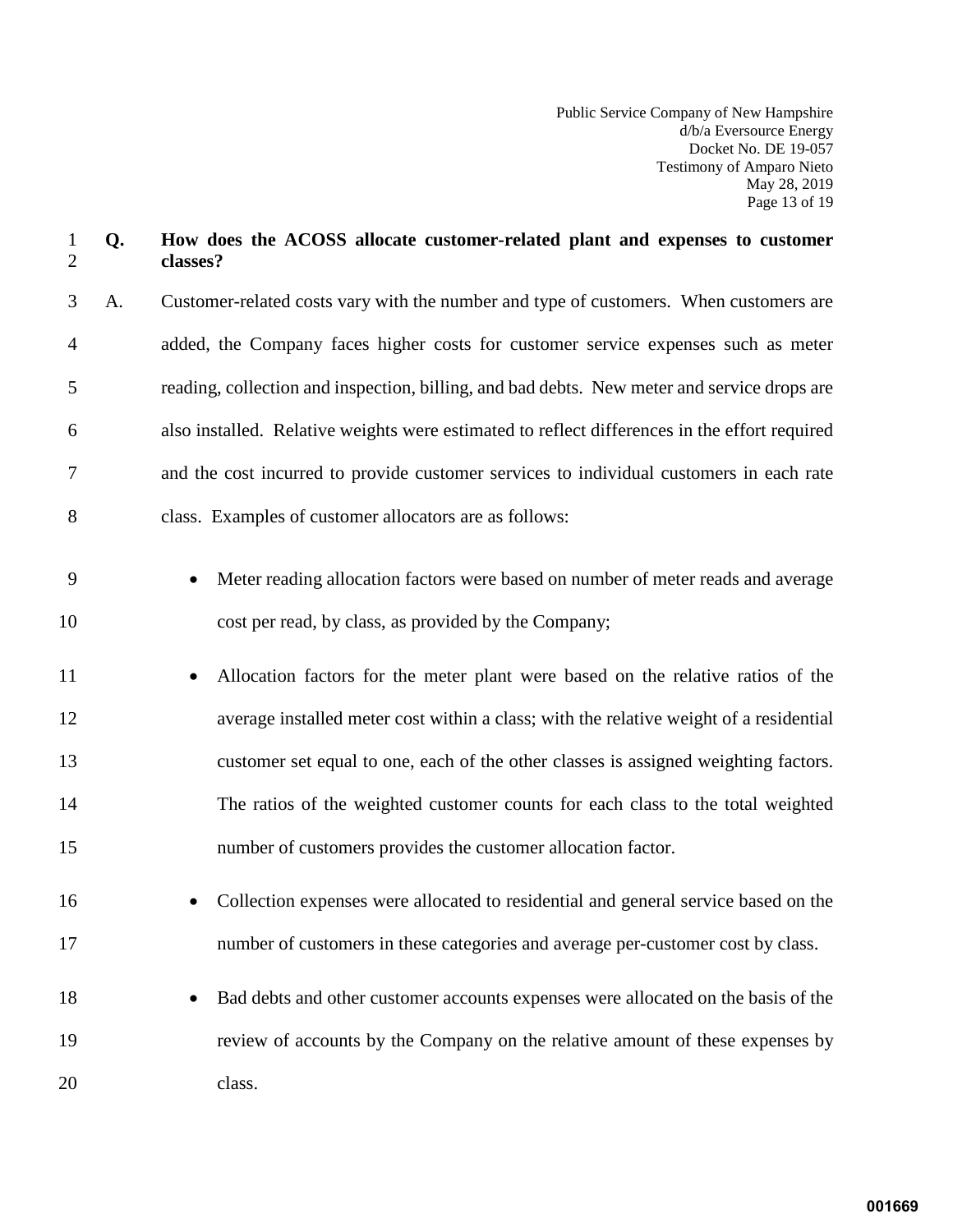**Q. How does the ACOSS allocate customer-related plant and expenses to customer classes?**

A. Customer-related costs vary with the number and type of customers. When customers are added, the Company faces higher costs for customer service expenses such as meter reading, collection and inspection, billing, and bad debts. New meter and service drops are also installed. Relative weights were estimated to reflect differences in the effort required and the cost incurred to provide customer services to individual customers in each rate class. Examples of customer allocators are as follows:

- Meter reading allocation factors were based on number of meter reads and average cost per read, by class, as provided by the Company;
- Allocation factors for the meter plant were based on the relative ratios of the average installed meter cost within a class; with the relative weight of a residential customer set equal to one, each of the other classes is assigned weighting factors. The ratios of the weighted customer counts for each class to the total weighted number of customers provides the customer allocation factor.
- Collection expenses were allocated to residential and general service based on the number of customers in these categories and average per-customer cost by class.
- Bad debts and other customer accounts expenses were allocated on the basis of the review of accounts by the Company on the relative amount of these expenses by class.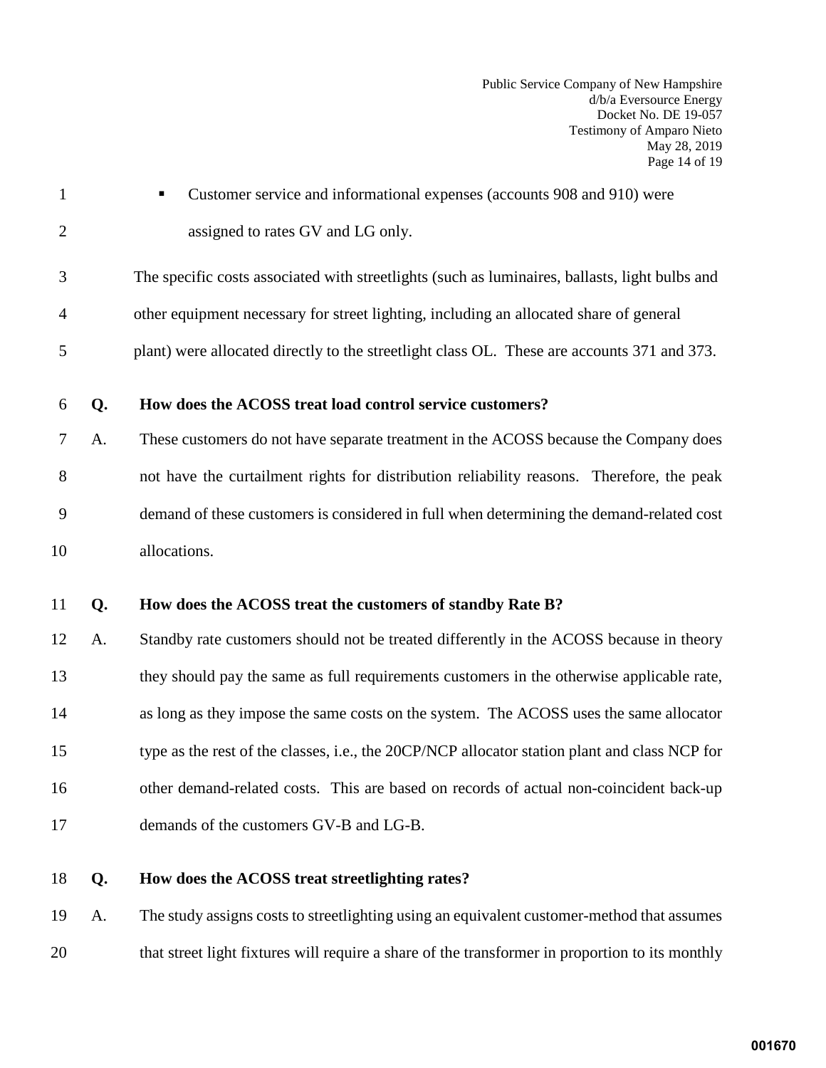- Customer service and informational expenses (accounts 908 and 910) were assigned to rates GV and LG only.

The specific costs associated with streetlights (such as luminaires, ballasts, light bulbs and other equipment necessary for street lighting, including an allocated share of general plant) were allocated directly to the streetlight class OL. These are accounts 371 and 373.

**Q. How does the ACOSS treat load control service customers?**

A. These customers do not have separate treatment in the ACOSS because the Company does not have the curtailment rights for distribution reliability reasons. Therefore, the peak demand of these customers is considered in full when determining the demand-related cost allocations.

**Q. How does the ACOSS treat the customers of standby Rate B?**

A. Standby rate customers should not be treated differently in the ACOSS because in theory they should pay the same as full requirements customers in the otherwise applicable rate, as long as they impose the same costs on the system. The ACOSS uses the same allocator type as the rest of the classes, i.e., the 20CP/NCP allocator station plant and class NCP for other demand-related costs. This are based on records of actual non-coincident back-up demands of the customers GV-B and LG-B.

**Q. How does the ACOSS treat streetlighting rates?**

A. The study assigns costs to streetlighting using an equivalent customer-method that assumes that street light fixtures will require a share of the transformer in proportion to its monthly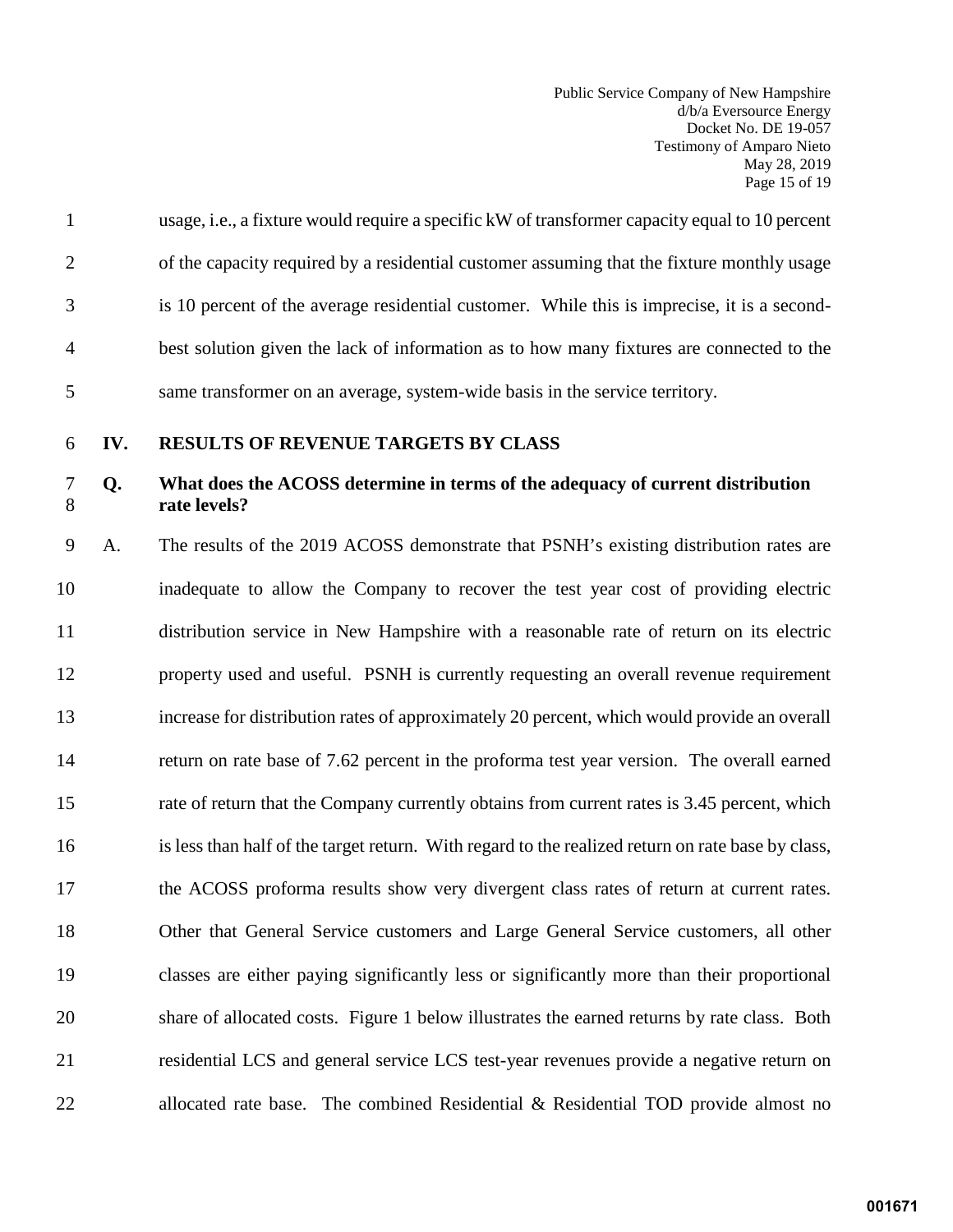usage, i.e., a fixture would require a specific kW of transformer capacity equal to 10 percent of the capacity required by a residential customer assuming that the fixture monthly usage is 10 percent of the average residential customer. While this is imprecise, it is a second-best solution given the lack of information as to how many fixtures are connected to the same transformer on an average, system-wide basis in the service territory.

## IV. RESULTS OF REVENUE TARGETS BY CLASS

**Q. What does the ACOSS determine in terms of the adequacy of current distribution rate levels?**

A. The results of the 2019 ACOSS demonstrate that PSNH's existing distribution rates are inadequate to allow the Company to recover the test year cost of providing electric distribution service in New Hampshire with a reasonable rate of return on its electric property used and useful. PSNH is currently requesting an overall revenue requirement increase for distribution rates of approximately 20 percent, which would provide an overall return on rate base of 7.62 percent in the proforma test year version. The overall earned rate of return that the Company currently obtains from current rates is 3.45 percent, which is less than half of the target return. With regard to the realized return on rate base by class, the ACOSS proforma results show very divergent class rates of return at current rates. Other that General Service customers and Large General Service customers, all other classes are either paying significantly less or significantly more than their proportional share of allocated costs. Figure 1 below illustrates the earned returns by rate class. Both residential LCS and general service LCS test-year revenues provide a negative return on allocated rate base. The combined Residential & Residential TOD provide almost no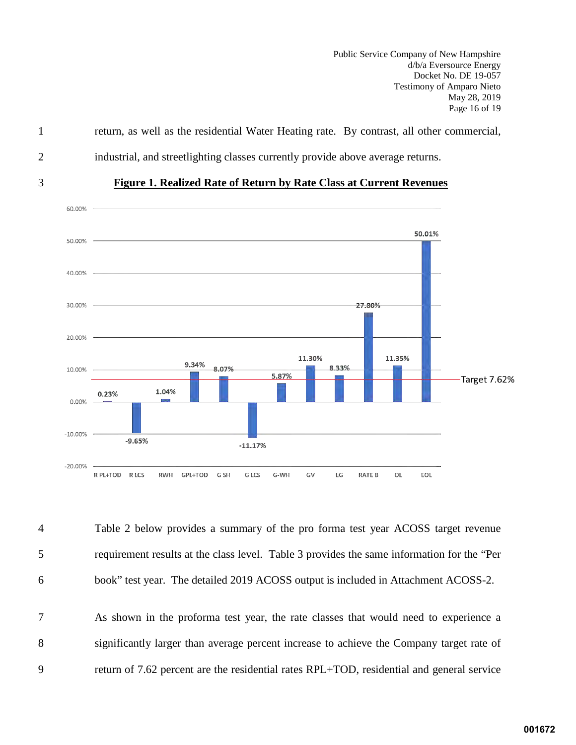return, as well as the residential Water Heating rate. By contrast, all other commercial, industrial, and streetlighting classes currently provide above average returns.

**Figure 1. Realized Rate of Return by Rate Class at Current Revenues**

| Rate Class | Realized Rate of Return |
|---|---|
| R PL+TOD | 0.23% |
| R LCS | -9.65% |
| RWH | 1.04% |
| GPL+TOD | 9.34% |
| G SH | 8.07% |
| G LCS | -11.17% |
| G-WH | 5.87% |
| GV | 11.30% |
| LG | 8.33% |
| RATE B | 27.80% |
| OL | 11.35% |
| EOL | 50.01% |

Target 7.62%

Table 2 below provides a summary of the pro forma test year ACOSS target revenue requirement results at the class level. Table 3 provides the same information for the "Per book" test year. The detailed 2019 ACOSS output is included in Attachment ACOSS-2.

As shown in the proforma test year, the rate classes that would need to experience a significantly larger than average percent increase to achieve the Company target rate of return of 7.62 percent are the residential rates RPL+TOD, residential and general service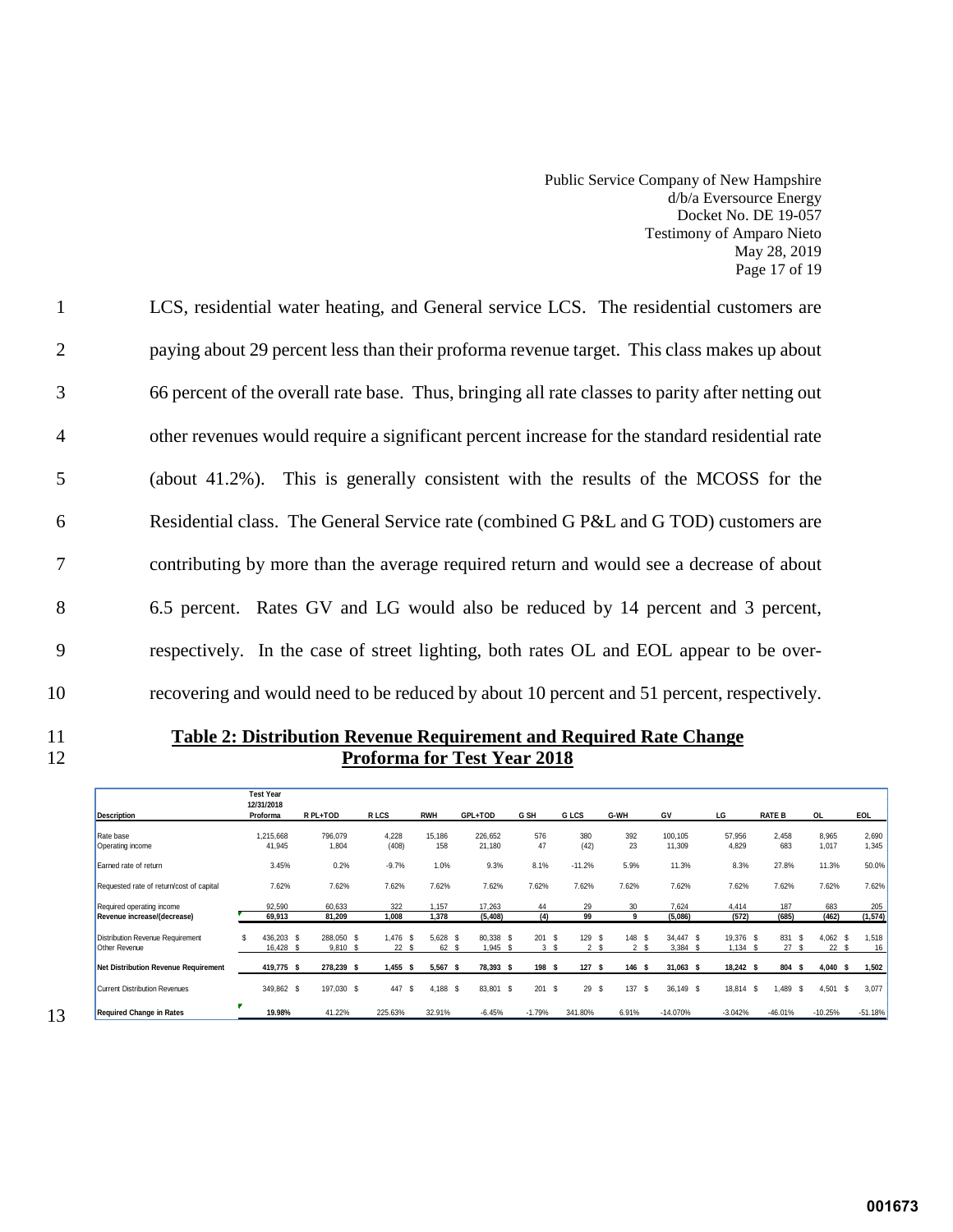LCS, residential water heating, and General service LCS. The residential customers are paying about 29 percent less than their proforma revenue target. This class makes up about 66 percent of the overall rate base. Thus, bringing all rate classes to parity after netting out other revenues would require a significant percent increase for the standard residential rate (about 41.2%). This is generally consistent with the results of the MCOSS for the Residential class. The General Service rate (combined G P&L and G TOD) customers are contributing by more than the average required return and would see a decrease of about 6.5 percent. Rates GV and LG would also be reduced by 14 percent and 3 percent, respectively. In the case of street lighting, both rates OL and EOL appear to be over-recovering and would need to be reduced by about 10 percent and 51 percent, respectively.

**Table 2: Distribution Revenue Requirement and Required Rate Change Proforma for Test Year 2018**

| Description | Test Year 12/31/2018 Proforma | R PL+TOD | R LCS | RWH | GPL+TOD | G SH | G LCS | G-WH | GV | LG | RATE B | OL | EOL |
|---|---|---|---|---|---|---|---|---|---|---|---|---|---|
| Rate base | 1,215,668 | 796,079 | 4,228 | 15,186 | 226,652 | 576 | 380 | 392 | 100,105 | 57,956 | 2,458 | 8,965 | 2,690 |
| Operating income | 41,945 | 1,804 | (408) | 158 | 21,180 | 47 | (42) | 23 | 11,309 | 4,829 | 683 | 1,017 | 1,345 |
| Earned rate of return | 3.45% | 0.2% | -9.7% | 1.0% | 9.3% | 8.1% | -11.2% | 5.9% | 11.3% | 8.3% | 27.8% | 11.3% | 50.0% |
| Requested rate of return/cost of capital | 7.62% | 7.62% | 7.62% | 7.62% | 7.62% | 7.62% | 7.62% | 7.62% | 7.62% | 7.62% | 7.62% | 7.62% | 7.62% |
| Required operating income | 92,590 | 60,633 | 322 | 1,157 | 17,263 | 44 | 29 | 30 | 7,624 | 4,414 | 187 | 683 | 205 |
| **Revenue increase/(decrease)** | **69,913** | **81,209** | **1,008** | **1,378** | **(5,408)** | **(4)** | **99** | **9** | **(5,086)** | **(572)** | **(685)** | **(462)** | **(1,574)** |
| Distribution Revenue Requirement | $ 436,203 | $ 288,050 | $ 1,476 | $ 5,628 | $ 80,338 | $ 201 | $ 129 | $ 148 | $ 34,447 | $ 19,376 | $ 831 | $ 4,062 | $ 1,518 |
| Other Revenue | 16,428 | $ 9,810 | $ 22 | $ 62 | $ 1,945 | $ 3 | $ 2 | $ 2 | $ 3,384 | $ 1,134 | $ 27 | $ 22 | $ 16 |
| **Net Distribution Revenue Requirement** | **419,775** | **$ 278,239** | **$ 1,455** | **$ 5,567** | **$ 78,393** | **$ 198** | **$ 127** | **$ 146** | **$ 31,063** | **$ 18,242** | **$ 804** | **$ 4,040** | **$ 1,502** |
| Current Distribution Revenues | 349,862 | $ 197,030 | $ 447 | $ 4,188 | $ 83,801 | $ 201 | $ 29 | $ 137 | $ 36,149 | $ 18,814 | $ 1,489 | $ 4,501 | $ 3,077 |
| **Required Change in Rates** | **19.98%** | 41.22% | 225.63% | 32.91% | -6.45% | -1.79% | 341.80% | 6.91% | -14.070% | -3.042% | -46.01% | -10.25% | -51.18% |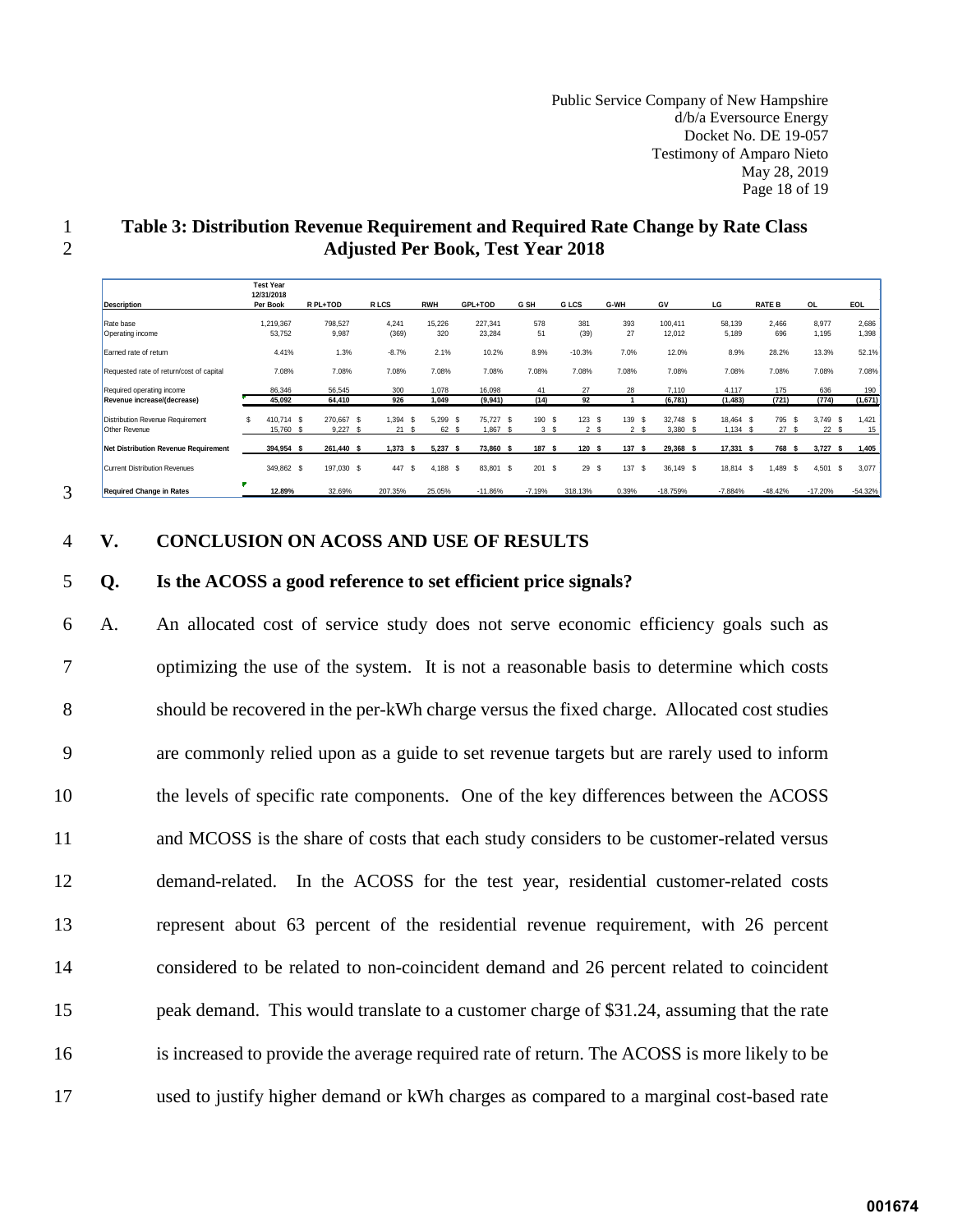**Table 3: Distribution Revenue Requirement and Required Rate Change by Rate Class Adjusted Per Book, Test Year 2018**

| Description | Test Year 12/31/2018 Per Book | R PL+TOD | R LCS | RWH | GPL+TOD | G SH | G LCS | G-WH | GV | LG | RATE B | OL | EOL |
|---|---|---|---|---|---|---|---|---|---|---|---|---|---|
| Rate base | 1,219,367 | 798,527 | 4,241 | 15,226 | 227,341 | 578 | 381 | 393 | 100,411 | 58,139 | 2,466 | 8,977 | 2,686 |
| Operating income | 53,752 | 9,987 | (369) | 320 | 23,284 | 51 | (39) | 27 | 12,012 | 5,189 | 696 | 1,195 | 1,398 |
| Earned rate of return | 4.41% | 1.3% | -8.7% | 2.1% | 10.2% | 8.9% | -10.3% | 7.0% | 12.0% | 8.9% | 28.2% | 13.3% | 52.1% |
| Requested rate of return/cost of capital | 7.08% | 7.08% | 7.08% | 7.08% | 7.08% | 7.08% | 7.08% | 7.08% | 7.08% | 7.08% | 7.08% | 7.08% | 7.08% |
| Required operating income | 86,346 | 56,545 | 300 | 1,078 | 16,098 | 41 | 27 | 28 | 7,110 | 4,117 | 175 | 636 | 190 |
| **Revenue increase/(decrease)** | **45,092** | **64,410** | **926** | **1,049** | **(9,941)** | **(14)** | **92** | **1** | **(6,781)** | **(1,483)** | **(721)** | **(774)** | **(1,671)** |
| Distribution Revenue Requirement | $ 410,714 | $ 270,667 | $ 1,394 | $ 5,299 | $ 75,727 | $ 190 | $ 123 | $ 139 | $ 32,748 | $ 18,464 | $ 795 | $ 3,749 | $ 1,421 |
| Other Revenue | 15,760 | $ 9,227 | $ 21 | $ 62 | $ 1,867 | $ 3 | $ 2 | $ 2 | $ 3,380 | $ 1,134 | $ 27 | $ 22 | $ 15 |
| **Net Distribution Revenue Requirement** | **394,954** | **$ 261,440** | **$ 1,373** | **$ 5,237** | **$ 73,860** | **$ 187** | **$ 120** | **$ 137** | **$ 29,368** | **$ 17,331** | **$ 768** | **$ 3,727** | **$ 1,405** |
| Current Distribution Revenues | 349,862 | $ 197,030 | $ 447 | $ 4,188 | $ 83,801 | $ 201 | $ 29 | $ 137 | $ 36,149 | $ 18,814 | $ 1,489 | $ 4,501 | $ 3,077 |
| **Required Change in Rates** | **12.89%** | 32.69% | 207.35% | 25.05% | -11.86% | -7.19% | 318.13% | 0.39% | -18.759% | -7.884% | -48.42% | -17.20% | -54.32% |

## V. CONCLUSION ON ACOSS AND USE OF RESULTS

**Q. Is the ACOSS a good reference to set efficient price signals?**

A. An allocated cost of service study does not serve economic efficiency goals such as optimizing the use of the system. It is not a reasonable basis to determine which costs should be recovered in the per-kWh charge versus the fixed charge. Allocated cost studies are commonly relied upon as a guide to set revenue targets but are rarely used to inform the levels of specific rate components. One of the key differences between the ACOSS and MCOSS is the share of costs that each study considers to be customer-related versus demand-related. In the ACOSS for the test year, residential customer-related costs represent about 63 percent of the residential revenue requirement, with 26 percent considered to be related to non-coincident demand and 26 percent related to coincident peak demand. This would translate to a customer charge of \$31.24, assuming that the rate is increased to provide the average required rate of return. The ACOSS is more likely to be used to justify higher demand or kWh charges as compared to a marginal cost-based rate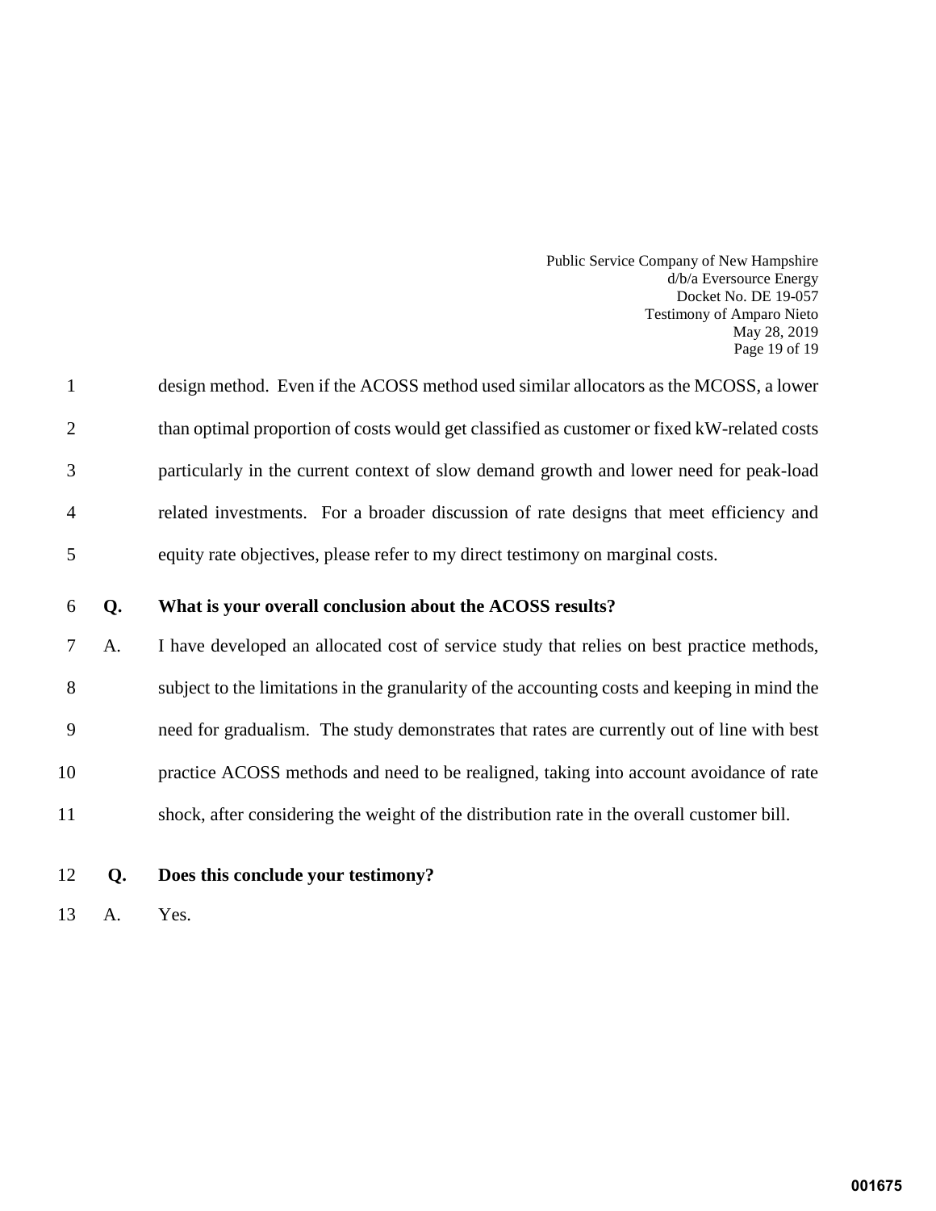design method. Even if the ACOSS method used similar allocators as the MCOSS, a lower than optimal proportion of costs would get classified as customer or fixed kW-related costs particularly in the current context of slow demand growth and lower need for peak-load related investments. For a broader discussion of rate designs that meet efficiency and equity rate objectives, please refer to my direct testimony on marginal costs.

**Q. What is your overall conclusion about the ACOSS results?**

A. I have developed an allocated cost of service study that relies on best practice methods, subject to the limitations in the granularity of the accounting costs and keeping in mind the need for gradualism. The study demonstrates that rates are currently out of line with best practice ACOSS methods and need to be realigned, taking into account avoidance of rate shock, after considering the weight of the distribution rate in the overall customer bill.

**Q. Does this conclude your testimony?**

A. Yes.